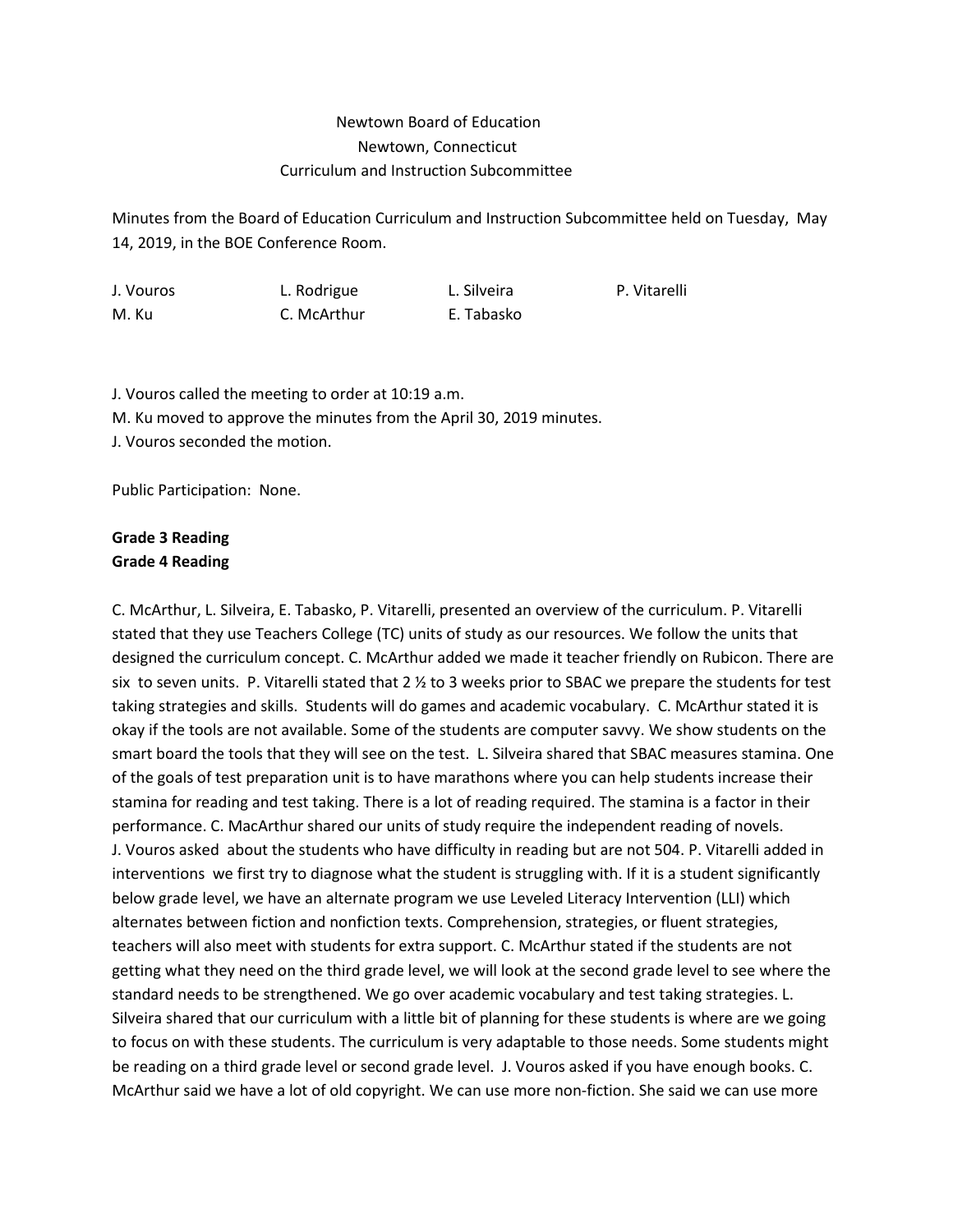Newtown Board of Education
Newtown, Connecticut
Curriculum and Instruction Subcommittee

Minutes from the Board of Education Curriculum and Instruction Subcommittee held on Tuesday, May 14, 2019, in the BOE Conference Room.

| J. Vouros | L. Rodrigue | L. Silveira | P. Vitarelli |
|---|---|---|---|
| M. Ku | C. McArthur | E. Tabasko | |

J. Vouros called the meeting to order at 10:19 a.m.
M. Ku moved to approve the minutes from the April 30, 2019 minutes.
J. Vouros seconded the motion.

Public Participation: None.

**Grade 3 Reading**
**Grade 4 Reading**

C. McArthur, L. Silveira, E. Tabasko, P. Vitarelli, presented an overview of the curriculum. P. Vitarelli stated that they use Teachers College (TC) units of study as our resources. We follow the units that designed the curriculum concept. C. McArthur added we made it teacher friendly on Rubicon. There are six to seven units. P. Vitarelli stated that 2 ½ to 3 weeks prior to SBAC we prepare the students for test taking strategies and skills. Students will do games and academic vocabulary. C. McArthur stated it is okay if the tools are not available. Some of the students are computer savvy. We show students on the smart board the tools that they will see on the test. L. Silveira shared that SBAC measures stamina. One of the goals of test preparation unit is to have marathons where you can help students increase their stamina for reading and test taking. There is a lot of reading required. The stamina is a factor in their performance. C. MacArthur shared our units of study require the independent reading of novels. J. Vouros asked about the students who have difficulty in reading but are not 504. P. Vitarelli added in interventions we first try to diagnose what the student is struggling with. If it is a student significantly below grade level, we have an alternate program we use Leveled Literacy Intervention (LLI) which alternates between fiction and nonfiction texts. Comprehension, strategies, or fluent strategies, teachers will also meet with students for extra support. C. McArthur stated if the students are not getting what they need on the third grade level, we will look at the second grade level to see where the standard needs to be strengthened. We go over academic vocabulary and test taking strategies. L. Silveira shared that our curriculum with a little bit of planning for these students is where are we going to focus on with these students. The curriculum is very adaptable to those needs. Some students might be reading on a third grade level or second grade level. J. Vouros asked if you have enough books. C. McArthur said we have a lot of old copyright. We can use more non-fiction. She said we can use more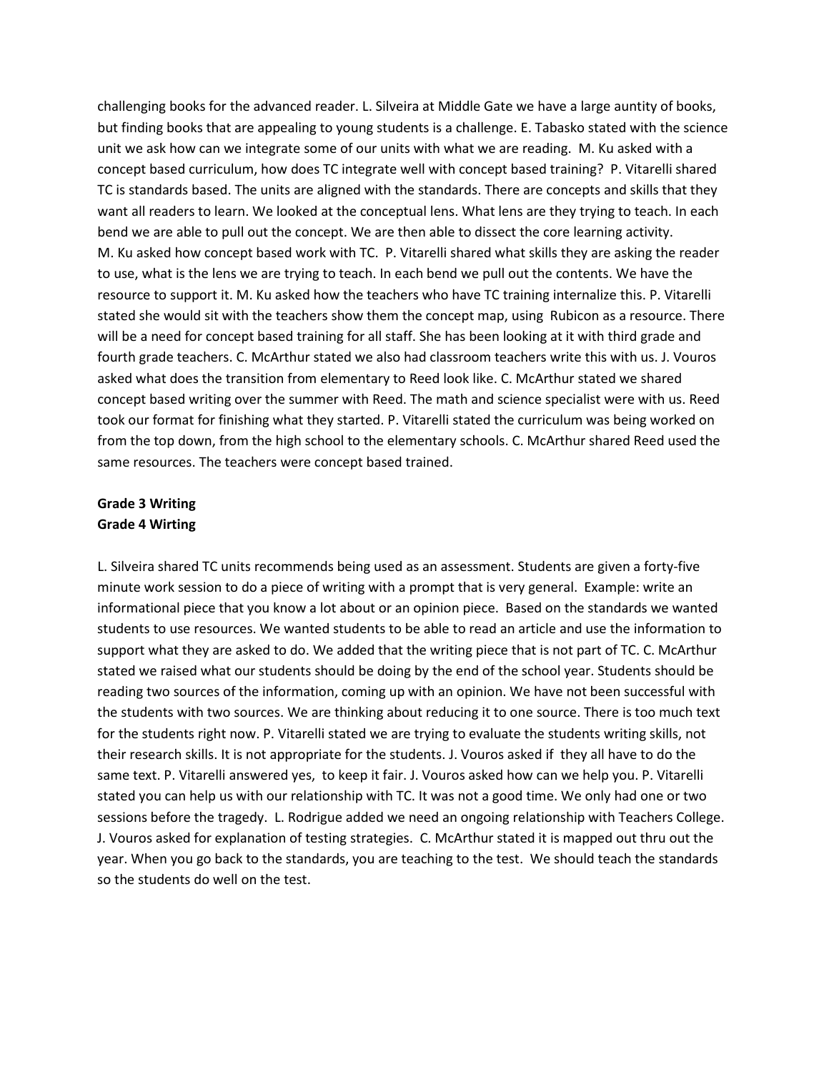challenging books for the advanced reader. L. Silveira at Middle Gate we have a large auntity of books, but finding books that are appealing to young students is a challenge. E. Tabasko stated with the science unit we ask how can we integrate some of our units with what we are reading. M. Ku asked with a concept based curriculum, how does TC integrate well with concept based training? P. Vitarelli shared TC is standards based. The units are aligned with the standards. There are concepts and skills that they want all readers to learn. We looked at the conceptual lens. What lens are they trying to teach. In each bend we are able to pull out the concept. We are then able to dissect the core learning activity. M. Ku asked how concept based work with TC. P. Vitarelli shared what skills they are asking the reader to use, what is the lens we are trying to teach. In each bend we pull out the contents. We have the resource to support it. M. Ku asked how the teachers who have TC training internalize this. P. Vitarelli stated she would sit with the teachers show them the concept map, using Rubicon as a resource. There will be a need for concept based training for all staff. She has been looking at it with third grade and fourth grade teachers. C. McArthur stated we also had classroom teachers write this with us. J. Vouros asked what does the transition from elementary to Reed look like. C. McArthur stated we shared concept based writing over the summer with Reed. The math and science specialist were with us. Reed took our format for finishing what they started. P. Vitarelli stated the curriculum was being worked on from the top down, from the high school to the elementary schools. C. McArthur shared Reed used the same resources. The teachers were concept based trained.

**Grade 3 Writing**
**Grade 4 Wirting**

L. Silveira shared TC units recommends being used as an assessment. Students are given a forty-five minute work session to do a piece of writing with a prompt that is very general. Example: write an informational piece that you know a lot about or an opinion piece. Based on the standards we wanted students to use resources. We wanted students to be able to read an article and use the information to support what they are asked to do. We added that the writing piece that is not part of TC. C. McArthur stated we raised what our students should be doing by the end of the school year. Students should be reading two sources of the information, coming up with an opinion. We have not been successful with the students with two sources. We are thinking about reducing it to one source. There is too much text for the students right now. P. Vitarelli stated we are trying to evaluate the students writing skills, not their research skills. It is not appropriate for the students. J. Vouros asked if they all have to do the same text. P. Vitarelli answered yes, to keep it fair. J. Vouros asked how can we help you. P. Vitarelli stated you can help us with our relationship with TC. It was not a good time. We only had one or two sessions before the tragedy. L. Rodrigue added we need an ongoing relationship with Teachers College. J. Vouros asked for explanation of testing strategies. C. McArthur stated it is mapped out thru out the year. When you go back to the standards, you are teaching to the test. We should teach the standards so the students do well on the test.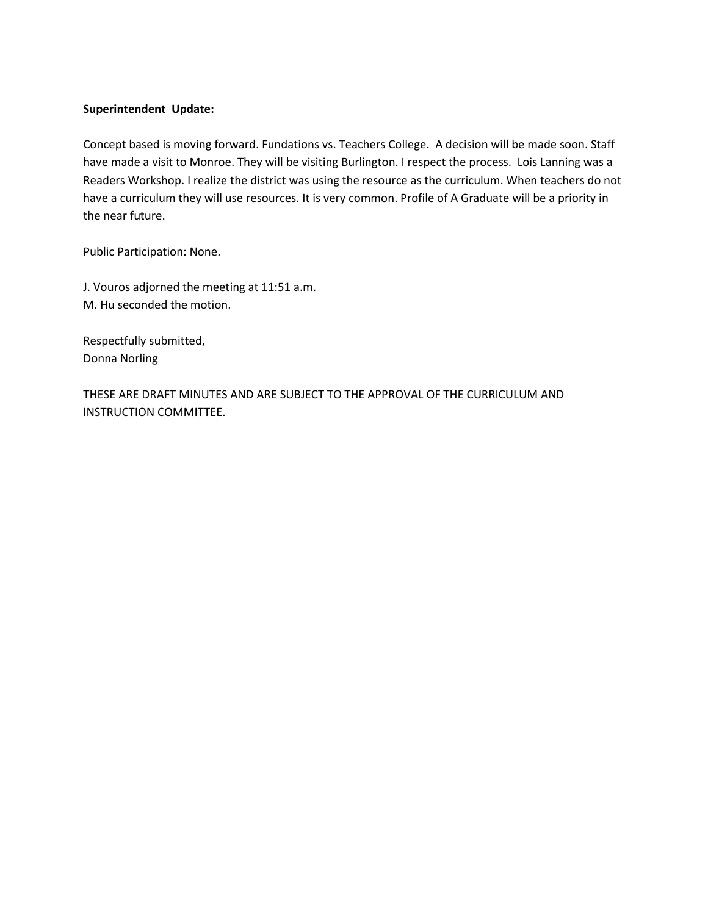**Superintendent Update:**

Concept based is moving forward. Fundations vs. Teachers College. A decision will be made soon. Staff have made a visit to Monroe. They will be visiting Burlington. I respect the process. Lois Lanning was a Readers Workshop. I realize the district was using the resource as the curriculum. When teachers do not have a curriculum they will use resources. It is very common. Profile of A Graduate will be a priority in the near future.

Public Participation: None.

J. Vouros adjorned the meeting at 11:51 a.m.
M. Hu seconded the motion.

Respectfully submitted,
Donna Norling

THESE ARE DRAFT MINUTES AND ARE SUBJECT TO THE APPROVAL OF THE CURRICULUM AND INSTRUCTION COMMITTEE.